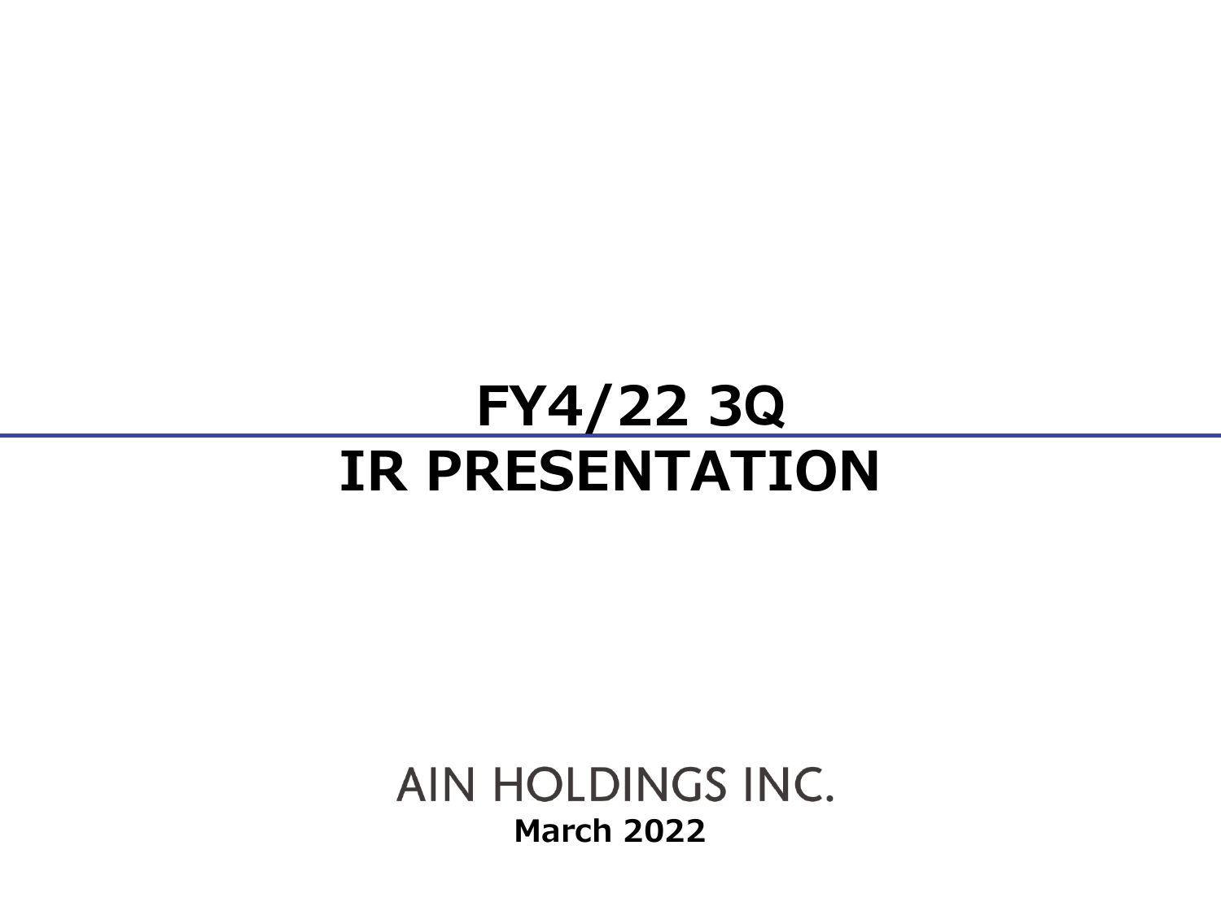# FY4/22 3Q
# IR PRESENTATION

AIN HOLDINGS INC.

**March 2022**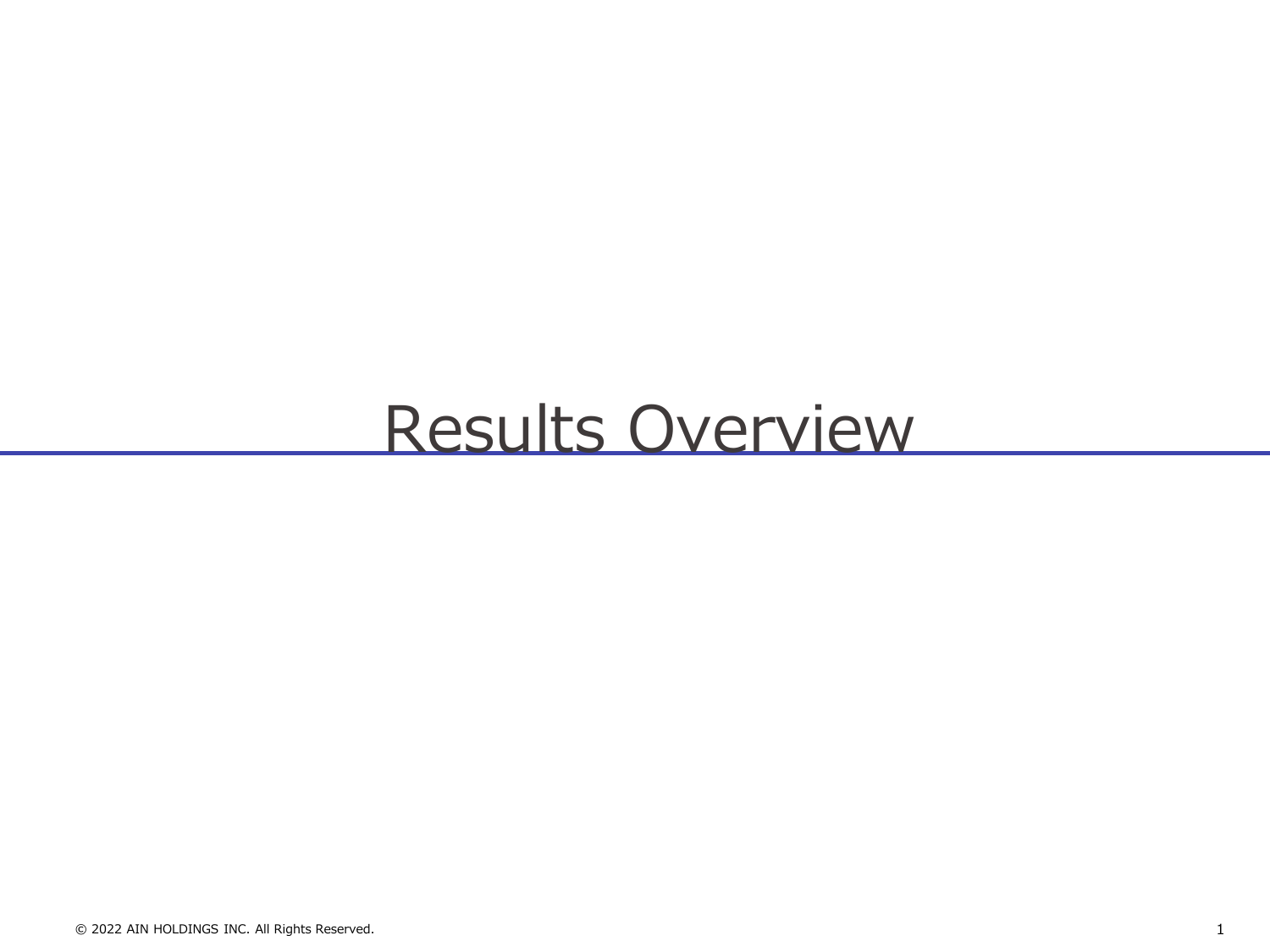# Results Overview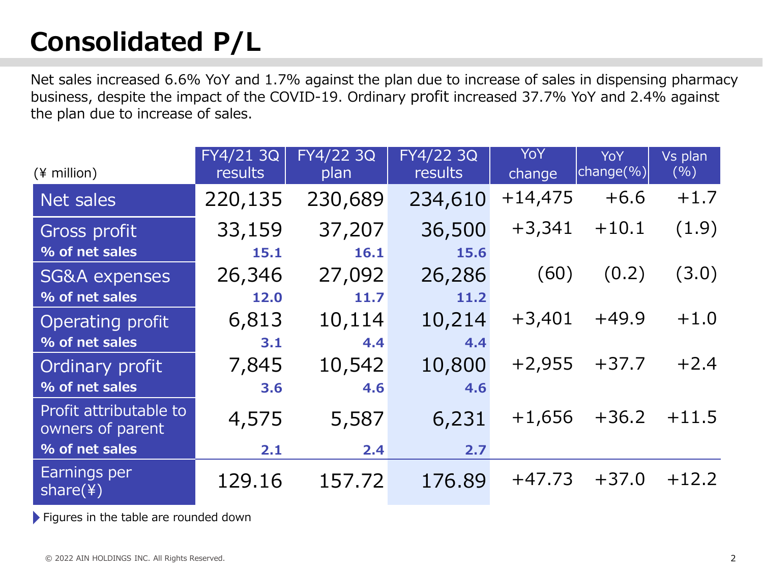# Consolidated P/L

Net sales increased 6.6% YoY and 1.7% against the plan due to increase of sales in dispensing pharmacy business, despite the impact of the COVID-19. Ordinary profit increased 37.7% YoY and 2.4% against the plan due to increase of sales.

| (¥ million) | FY4/21 3Q results | FY4/22 3Q plan | FY4/22 3Q results | YoY change | YoY change(%) | Vs plan (%) |
|---|---|---|---|---|---|---|
| Net sales | 220,135 | 230,689 | 234,610 | +14,475 | +6.6 | +1.7 |
| Gross profit | 33,159 | 37,207 | 36,500 | +3,341 | +10.1 | (1.9) |
| **% of net sales** | **15.1** | **16.1** | **15.6** | | | |
| SG&A expenses | 26,346 | 27,092 | 26,286 | (60) | (0.2) | (3.0) |
| **% of net sales** | **12.0** | **11.7** | **11.2** | | | |
| Operating profit | 6,813 | 10,114 | 10,214 | +3,401 | +49.9 | +1.0 |
| **% of net sales** | **3.1** | **4.4** | **4.4** | | | |
| Ordinary profit | 7,845 | 10,542 | 10,800 | +2,955 | +37.7 | +2.4 |
| **% of net sales** | **3.6** | **4.6** | **4.6** | | | |
| Profit attributable to owners of parent | 4,575 | 5,587 | 6,231 | +1,656 | +36.2 | +11.5 |
| **% of net sales** | **2.1** | **2.4** | **2.7** | | | |
| Earnings per share(¥) | 129.16 | 157.72 | 176.89 | +47.73 | +37.0 | +12.2 |

Figures in the table are rounded down

© 2022 AIN HOLDINGS INC. All Rights Reserved.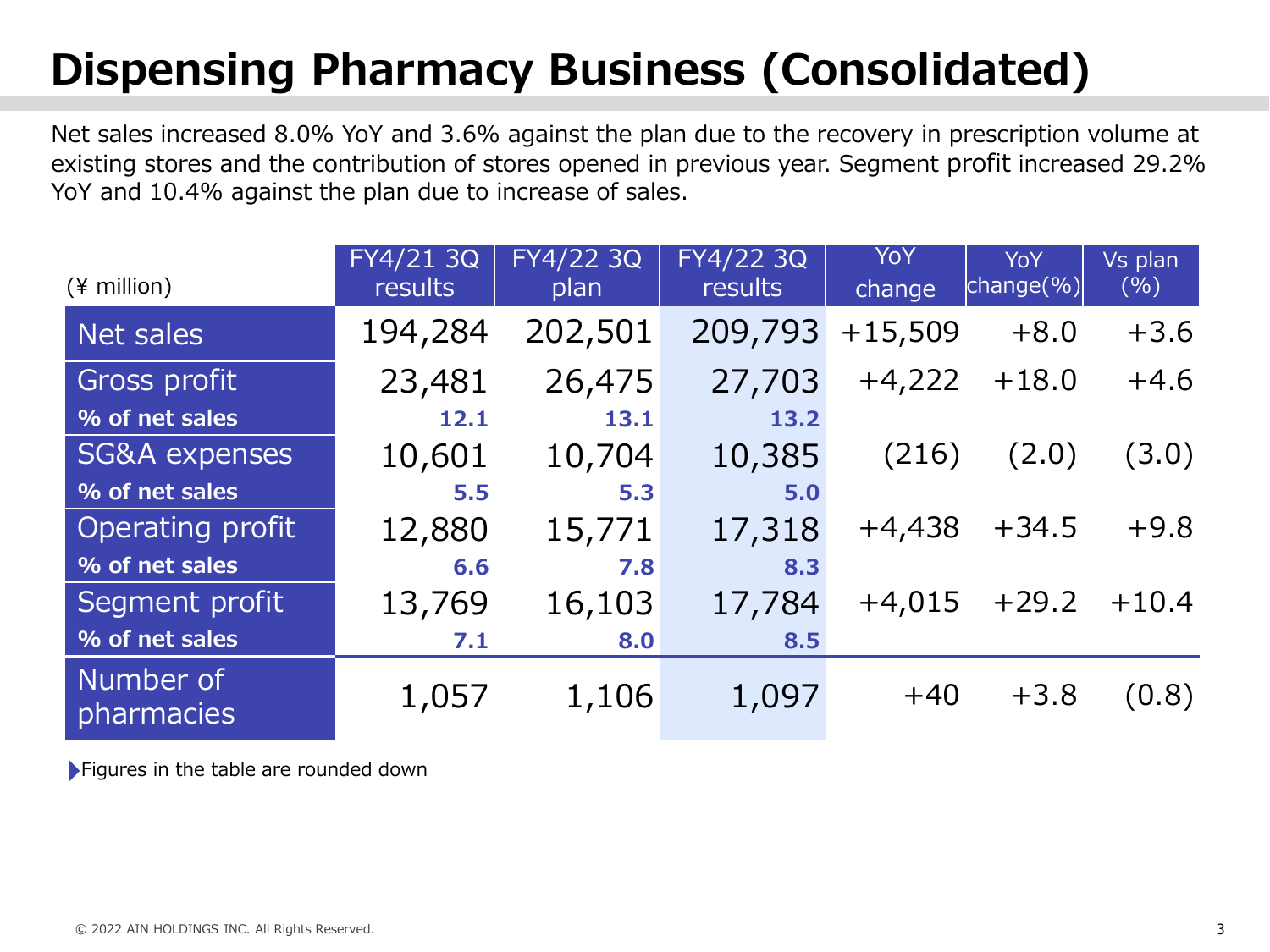# Dispensing Pharmacy Business (Consolidated)

Net sales increased 8.0% YoY and 3.6% against the plan due to the recovery in prescription volume at existing stores and the contribution of stores opened in previous year. Segment profit increased 29.2% YoY and 10.4% against the plan due to increase of sales.

| (¥ million) | FY4/21 3Q results | FY4/22 3Q plan | FY4/22 3Q results | YoY change | YoY change(%) | Vs plan (%) |
|---|---|---|---|---|---|---|
| Net sales | 194,284 | 202,501 | 209,793 | +15,509 | +8.0 | +3.6 |
| Gross profit | 23,481 | 26,475 | 27,703 | +4,222 | +18.0 | +4.6 |
| **% of net sales** | **12.1** | **13.1** | **13.2** | | | |
| SG&A expenses | 10,601 | 10,704 | 10,385 | (216) | (2.0) | (3.0) |
| **% of net sales** | **5.5** | **5.3** | **5.0** | | | |
| Operating profit | 12,880 | 15,771 | 17,318 | +4,438 | +34.5 | +9.8 |
| **% of net sales** | **6.6** | **7.8** | **8.3** | | | |
| Segment profit | 13,769 | 16,103 | 17,784 | +4,015 | +29.2 | +10.4 |
| **% of net sales** | **7.1** | **8.0** | **8.5** | | | |
| Number of pharmacies | 1,057 | 1,106 | 1,097 | +40 | +3.8 | (0.8) |

Figures in the table are rounded down

© 2022 AIN HOLDINGS INC. All Rights Reserved.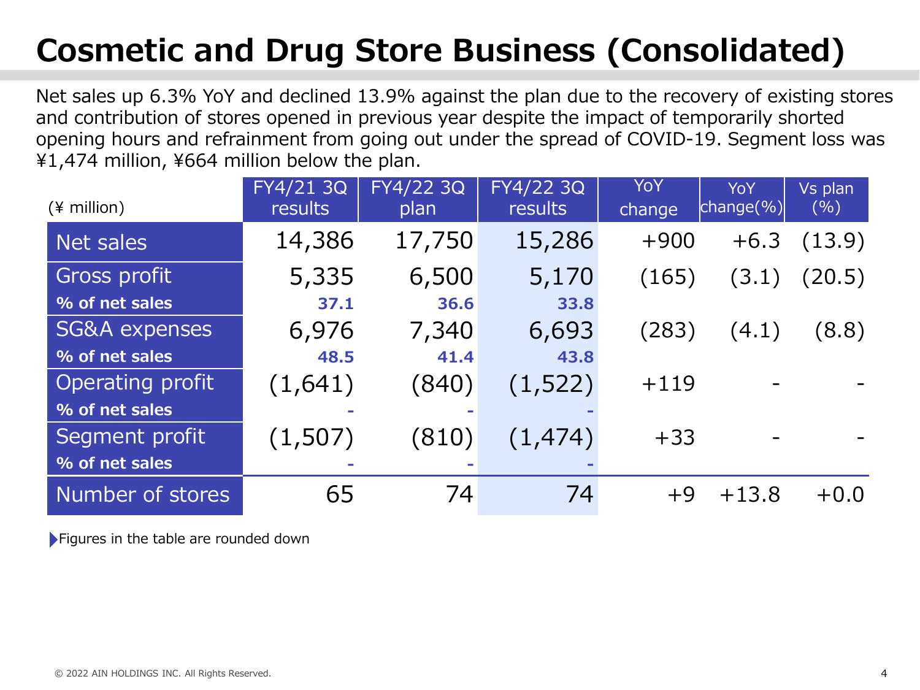# Cosmetic and Drug Store Business (Consolidated)

Net sales up 6.3% YoY and declined 13.9% against the plan due to the recovery of existing stores and contribution of stores opened in previous year despite the impact of temporarily shorted opening hours and refrainment from going out under the spread of COVID-19. Segment loss was ¥1,474 million, ¥664 million below the plan.

| (¥ million) | FY4/21 3Q results | FY4/22 3Q plan | FY4/22 3Q results | YoY change | YoY change(%) | Vs plan (%) |
|---|---|---|---|---|---|---|
| Net sales | 14,386 | 17,750 | 15,286 | +900 | +6.3 | (13.9) |
| Gross profit | 5,335 | 6,500 | 5,170 | (165) | (3.1) | (20.5) |
| **% of net sales** | **37.1** | **36.6** | **33.8** | | | |
| SG&A expenses | 6,976 | 7,340 | 6,693 | (283) | (4.1) | (8.8) |
| **% of net sales** | **48.5** | **41.4** | **43.8** | | | |
| Operating profit | (1,641) | (840) | (1,522) | +119 | - | - |
| **% of net sales** | - | - | - | | | |
| Segment profit | (1,507) | (810) | (1,474) | +33 | - | - |
| **% of net sales** | - | - | - | | | |
| Number of stores | 65 | 74 | 74 | +9 | +13.8 | +0.0 |

Figures in the table are rounded down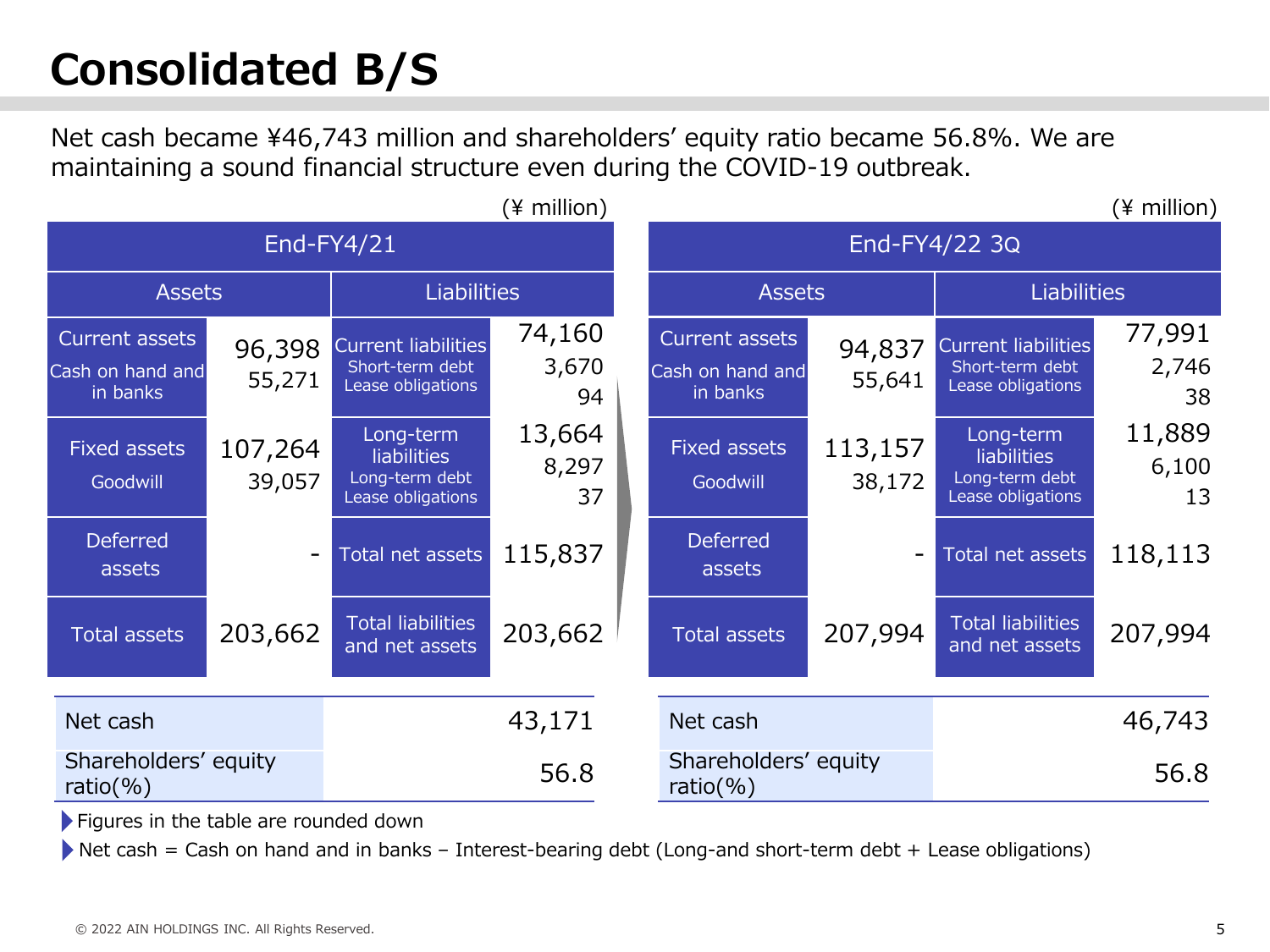# Consolidated B/S

Net cash became ¥46,743 million and shareholders' equity ratio became 56.8%. We are maintaining a sound financial structure even during the COVID-19 outbreak.

(¥ million)

| End-FY4/21 | | | |
|---|---|---|---|
| **Assets** | | **Liabilities** | |
| Current assets | 96,398 | Current liabilities | 74,160 |
| Cash on hand and in banks | 55,271 | Short-term debt | 3,670 |
| | | Lease obligations | 94 |
| Fixed assets | 107,264 | Long-term liabilities | 13,664 |
| Goodwill | 39,057 | Long-term debt | 8,297 |
| | | Lease obligations | 37 |
| Deferred assets | - | Total net assets | 115,837 |
| Total assets | 203,662 | Total liabilities and net assets | 203,662 |

| | |
|---|---|
| Net cash | 43,171 |
| Shareholders' equity ratio(%) | 56.8 |

(¥ million)

| End-FY4/22 3Q | | | |
|---|---|---|---|
| **Assets** | | **Liabilities** | |
| Current assets | 94,837 | Current liabilities | 77,991 |
| Cash on hand and in banks | 55,641 | Short-term debt | 2,746 |
| | | Lease obligations | 38 |
| Fixed assets | 113,157 | Long-term liabilities | 11,889 |
| Goodwill | 38,172 | Long-term debt | 6,100 |
| | | Lease obligations | 13 |
| Deferred assets | - | Total net assets | 118,113 |
| Total assets | 207,994 | Total liabilities and net assets | 207,994 |

| | |
|---|---|
| Net cash | 46,743 |
| Shareholders' equity ratio(%) | 56.8 |

- Figures in the table are rounded down
- Net cash = Cash on hand and in banks – Interest-bearing debt (Long-and short-term debt + Lease obligations)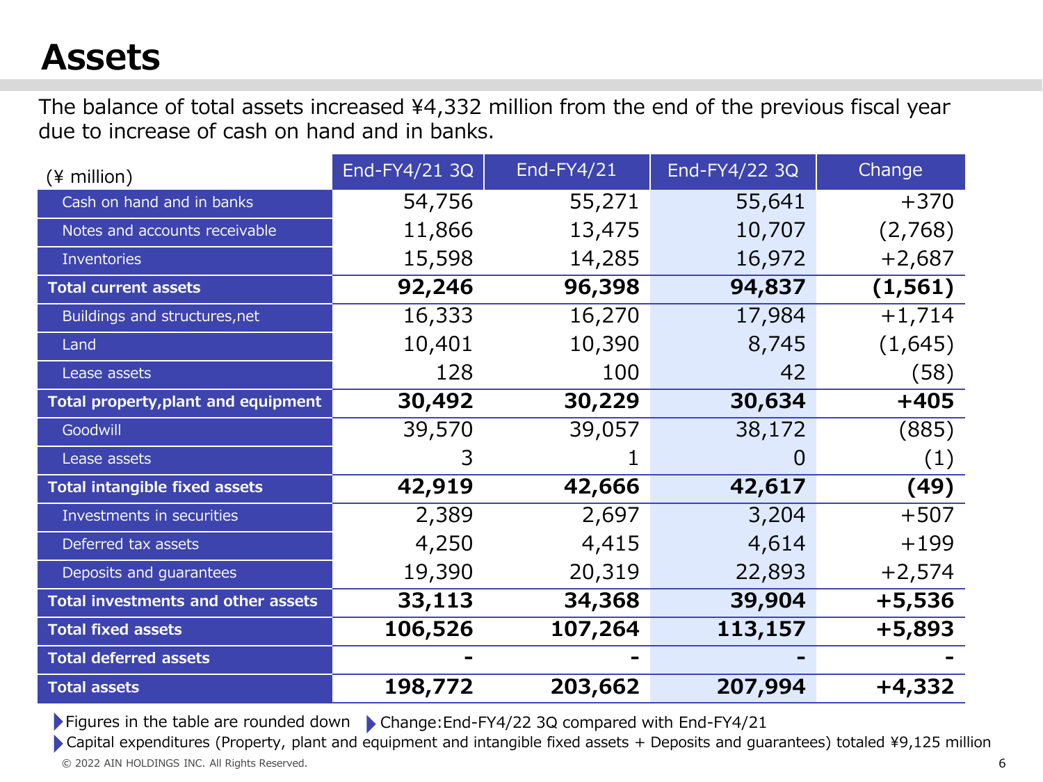# Assets

The balance of total assets increased ¥4,332 million from the end of the previous fiscal year due to increase of cash on hand and in banks.

| (¥ million) | End-FY4/21 3Q | End-FY4/21 | End-FY4/22 3Q | Change |
|---|---|---|---|---|
| Cash on hand and in banks | 54,756 | 55,271 | 55,641 | +370 |
| Notes and accounts receivable | 11,866 | 13,475 | 10,707 | (2,768) |
| Inventories | 15,598 | 14,285 | 16,972 | +2,687 |
| **Total current assets** | **92,246** | **96,398** | **94,837** | **(1,561)** |
| Buildings and structures,net | 16,333 | 16,270 | 17,984 | +1,714 |
| Land | 10,401 | 10,390 | 8,745 | (1,645) |
| Lease assets | 128 | 100 | 42 | (58) |
| **Total property,plant and equipment** | **30,492** | **30,229** | **30,634** | **+405** |
| Goodwill | 39,570 | 39,057 | 38,172 | (885) |
| Lease assets | 3 | 1 | 0 | (1) |
| **Total intangible fixed assets** | **42,919** | **42,666** | **42,617** | **(49)** |
| Investments in securities | 2,389 | 2,697 | 3,204 | +507 |
| Deferred tax assets | 4,250 | 4,415 | 4,614 | +199 |
| Deposits and guarantees | 19,390 | 20,319 | 22,893 | +2,574 |
| **Total investments and other assets** | **33,113** | **34,368** | **39,904** | **+5,536** |
| **Total fixed assets** | **106,526** | **107,264** | **113,157** | **+5,893** |
| **Total deferred assets** | **-** | **-** | **-** | **-** |
| **Total assets** | **198,772** | **203,662** | **207,994** | **+4,332** |

- Figures in the table are rounded down
- Change: End-FY4/22 3Q compared with End-FY4/21
- Capital expenditures (Property, plant and equipment and intangible fixed assets + Deposits and guarantees) totaled ¥9,125 million

© 2022 AIN HOLDINGS INC. All Rights Reserved.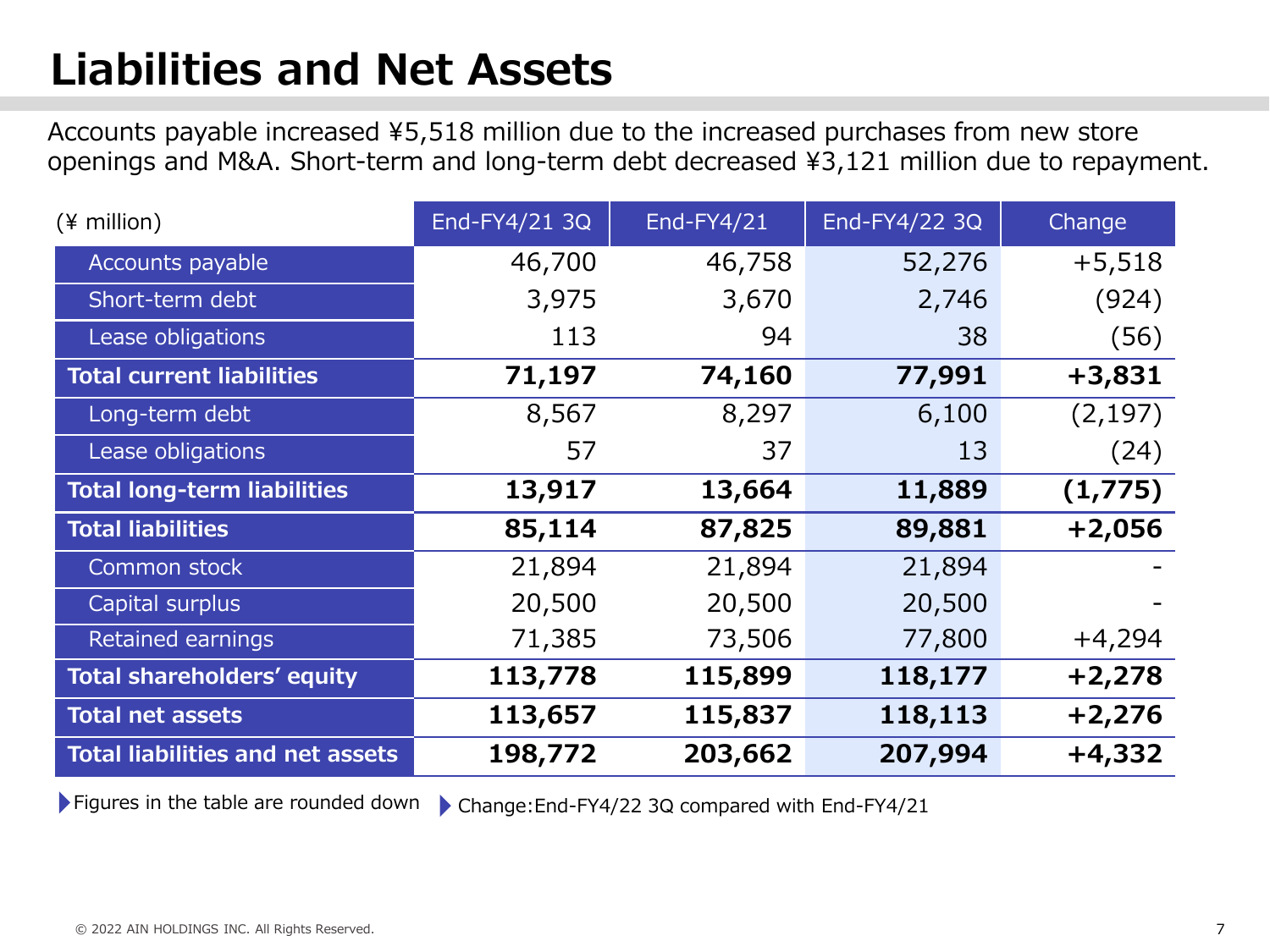# Liabilities and Net Assets

Accounts payable increased ¥5,518 million due to the increased purchases from new store openings and M&A. Short-term and long-term debt decreased ¥3,121 million due to repayment.

| (¥ million) | End-FY4/21 3Q | End-FY4/21 | End-FY4/22 3Q | Change |
|---|---|---|---|---|
| Accounts payable | 46,700 | 46,758 | 52,276 | +5,518 |
| Short-term debt | 3,975 | 3,670 | 2,746 | (924) |
| Lease obligations | 113 | 94 | 38 | (56) |
| **Total current liabilities** | **71,197** | **74,160** | **77,991** | **+3,831** |
| Long-term debt | 8,567 | 8,297 | 6,100 | (2,197) |
| Lease obligations | 57 | 37 | 13 | (24) |
| **Total long-term liabilities** | **13,917** | **13,664** | **11,889** | **(1,775)** |
| **Total liabilities** | **85,114** | **87,825** | **89,881** | **+2,056** |
| Common stock | 21,894 | 21,894 | 21,894 | - |
| Capital surplus | 20,500 | 20,500 | 20,500 | - |
| Retained earnings | 71,385 | 73,506 | 77,800 | +4,294 |
| **Total shareholders' equity** | **113,778** | **115,899** | **118,177** | **+2,278** |
| **Total net assets** | **113,657** | **115,837** | **118,113** | **+2,276** |
| **Total liabilities and net assets** | **198,772** | **203,662** | **207,994** | **+4,332** |

- Figures in the table are rounded down
- Change: End-FY4/22 3Q compared with End-FY4/21

© 2022 AIN HOLDINGS INC. All Rights Reserved.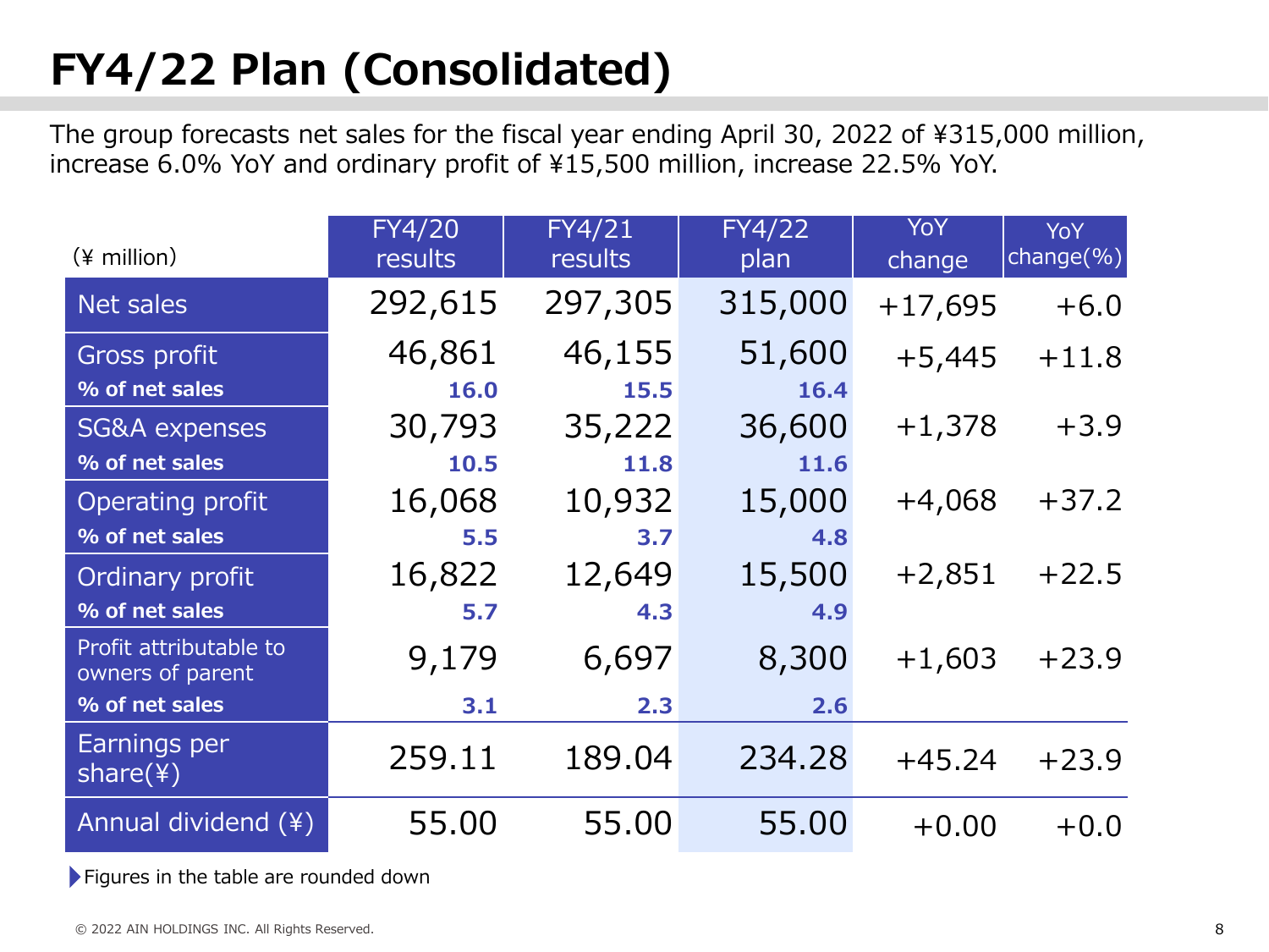# FY4/22 Plan (Consolidated)

The group forecasts net sales for the fiscal year ending April 30, 2022 of ¥315,000 million, increase 6.0% YoY and ordinary profit of ¥15,500 million, increase 22.5% YoY.

| (¥ million) | FY4/20 results | FY4/21 results | FY4/22 plan | YoY change | YoY change(%) |
|---|---|---|---|---|---|
| Net sales | 292,615 | 297,305 | 315,000 | +17,695 | +6.0 |
| Gross profit | 46,861 | 46,155 | 51,600 | +5,445 | +11.8 |
| **% of net sales** | **16.0** | **15.5** | **16.4** | | |
| SG&A expenses | 30,793 | 35,222 | 36,600 | +1,378 | +3.9 |
| **% of net sales** | **10.5** | **11.8** | **11.6** | | |
| Operating profit | 16,068 | 10,932 | 15,000 | +4,068 | +37.2 |
| **% of net sales** | **5.5** | **3.7** | **4.8** | | |
| Ordinary profit | 16,822 | 12,649 | 15,500 | +2,851 | +22.5 |
| **% of net sales** | **5.7** | **4.3** | **4.9** | | |
| Profit attributable to owners of parent | 9,179 | 6,697 | 8,300 | +1,603 | +23.9 |
| **% of net sales** | **3.1** | **2.3** | **2.6** | | |
| Earnings per share(¥) | 259.11 | 189.04 | 234.28 | +45.24 | +23.9 |
| Annual dividend (¥) | 55.00 | 55.00 | 55.00 | +0.00 | +0.0 |

Figures in the table are rounded down

© 2022 AIN HOLDINGS INC. All Rights Reserved.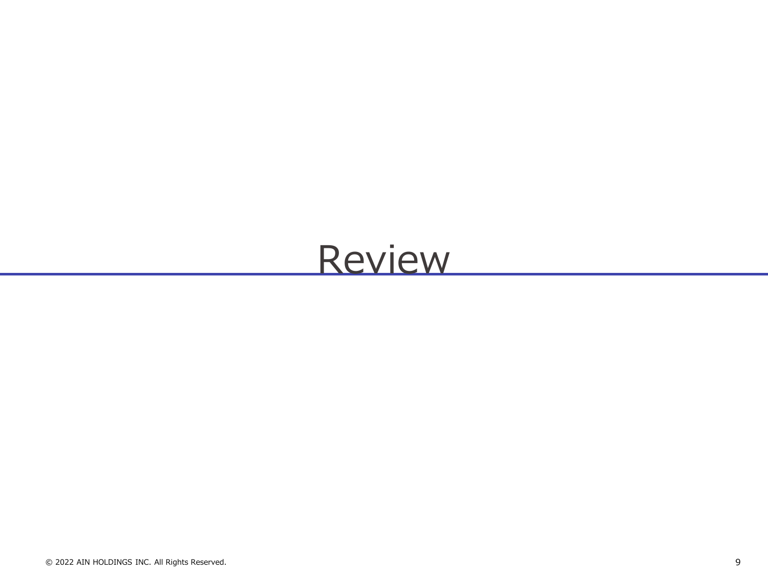# Review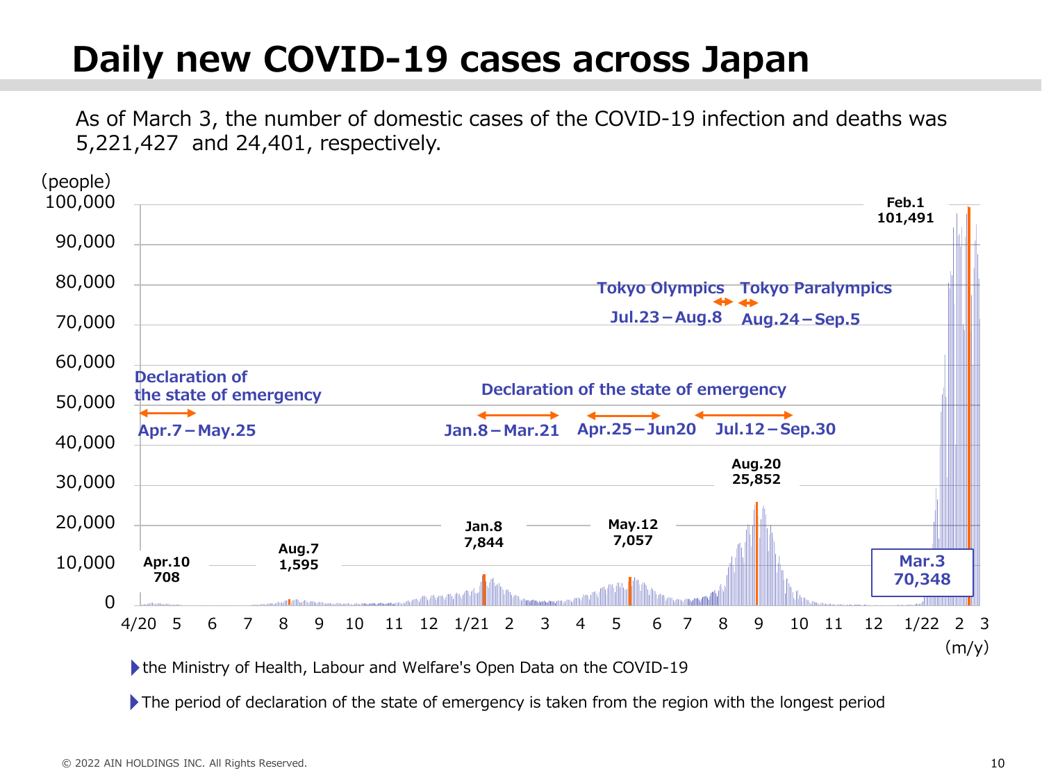# Daily new COVID-19 cases across Japan

As of March 3, the number of domestic cases of the COVID-19 infection and deaths was 5,221,427 and 24,401, respectively.

(people)

100,000
90,000
80,000
70,000
60,000
50,000
40,000
30,000
20,000
10,000
0

4/20 5 6 7 8 9 10 11 12 1/21 2 3 4 5 6 7 8 9 10 11 12 1/22 2 3 (m/y)

**Declaration of the state of emergency**
**Apr.7－May.25**

**Declaration of the state of emergency**
**Jan.8－Mar.21** **Apr.25－Jun20** **Jul.12－Sep.30**

**Tokyo Olympics** **Jul.23－Aug.8**
**Tokyo Paralympics** **Aug.24－Sep.5**

**Apr.10** **708**
**Aug.7** **1,595**
**Jan.8** **7,844**
**May.12** **7,057**
**Aug.20** **25,852**
**Feb.1** **101,491**
**Mar.3** **70,348**

- the Ministry of Health, Labour and Welfare's Open Data on the COVID-19
- The period of declaration of the state of emergency is taken from the region with the longest period

© 2022 AIN HOLDINGS INC. All Rights Reserved.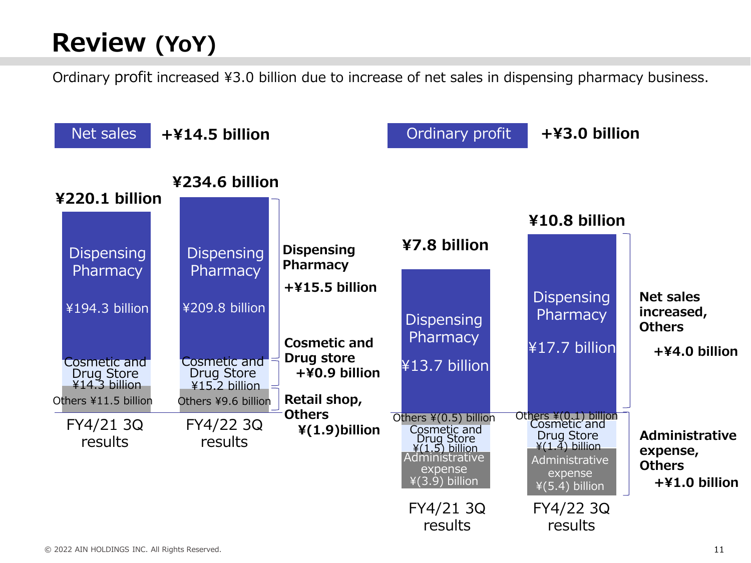# Review (YoY)

Ordinary profit increased ¥3.0 billion due to increase of net sales in dispensing pharmacy business.

## Net sales +¥14.5 billion

| | FY4/21 3Q results | FY4/22 3Q results | Change |
|---|---|---|---|
| Total | ¥220.1 billion | ¥234.6 billion | +¥14.5 billion |
| Dispensing Pharmacy | ¥194.3 billion | ¥209.8 billion | +¥15.5 billion |
| Cosmetic and Drug Store | ¥14.3 billion | ¥15.2 billion | +¥0.9 billion |
| Others (Retail shop, Others) | ¥11.5 billion | ¥9.6 billion | ¥(1.9) billion |

## Ordinary profit +¥3.0 billion

| | FY4/21 3Q results | FY4/22 3Q results |
|---|---|---|
| Total | ¥7.8 billion | ¥10.8 billion |
| Dispensing Pharmacy | ¥13.7 billion | ¥17.7 billion |
| Others | ¥(0.5) billion | ¥(0.1) billion |
| Cosmetic and Drug Store | ¥(1.5) billion | ¥(1.4) billion |
| Administrative expense | ¥(3.9) billion | ¥(5.4) billion |

- Net sales increased, Others +¥4.0 billion
- Administrative expense, Others +¥1.0 billion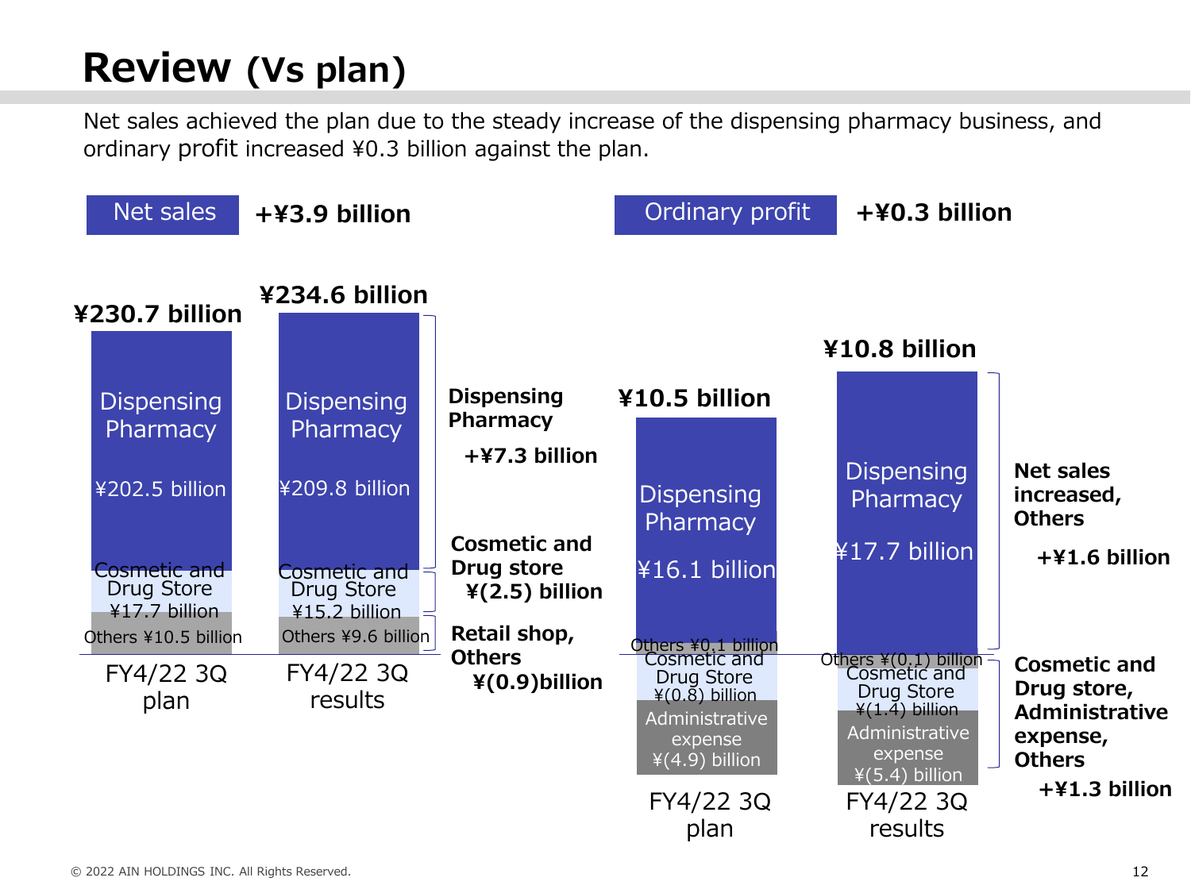# Review (Vs plan)

Net sales achieved the plan due to the steady increase of the dispensing pharmacy business, and ordinary profit increased ¥0.3 billion against the plan.

## Net sales +¥3.9 billion

| | FY4/22 3Q plan | FY4/22 3Q results | Difference |
|---|---|---|---|
| Total | ¥230.7 billion | ¥234.6 billion | +¥3.9 billion |
| Dispensing Pharmacy | ¥202.5 billion | ¥209.8 billion | +¥7.3 billion |
| Cosmetic and Drug Store | ¥17.7 billion | ¥15.2 billion | ¥(2.5) billion |
| Others | ¥10.5 billion | ¥9.6 billion | Retail shop, Others ¥(0.9)billion |

## Ordinary profit +¥0.3 billion

| | FY4/22 3Q plan | FY4/22 3Q results |
|---|---|---|
| Total | ¥10.5 billion | ¥10.8 billion |
| Dispensing Pharmacy | ¥16.1 billion | ¥17.7 billion |
| Others | ¥0.1 billion | ¥(0.1) billion |
| Cosmetic and Drug Store | ¥(0.8) billion | ¥(1.4) billion |
| Administrative expense | ¥(4.9) billion | ¥(5.4) billion |

- Net sales increased, Others +¥1.6 billion
- Cosmetic and Drug store, Administrative expense, Others +¥1.3 billion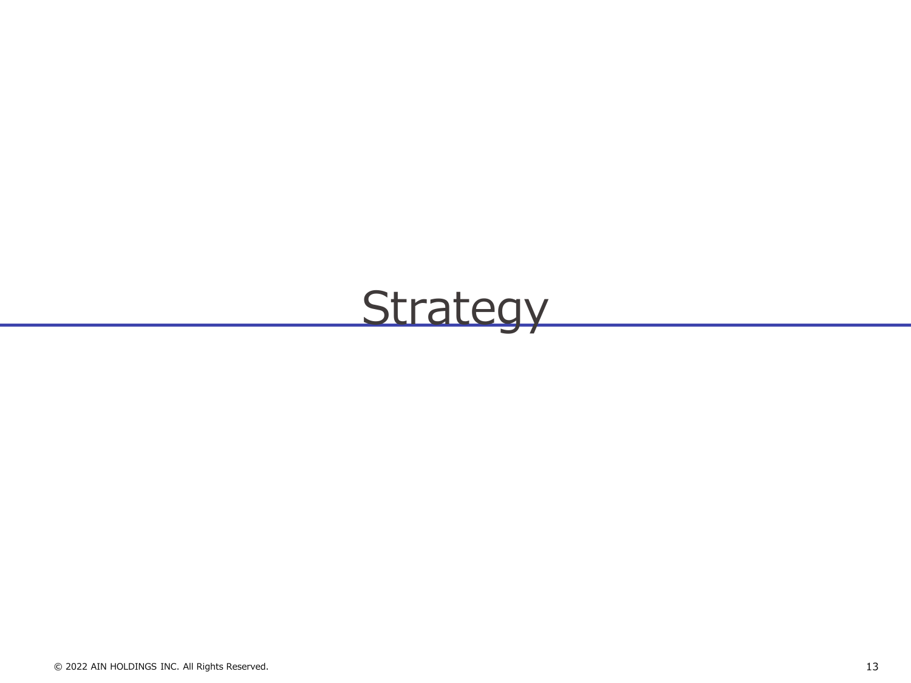# Strategy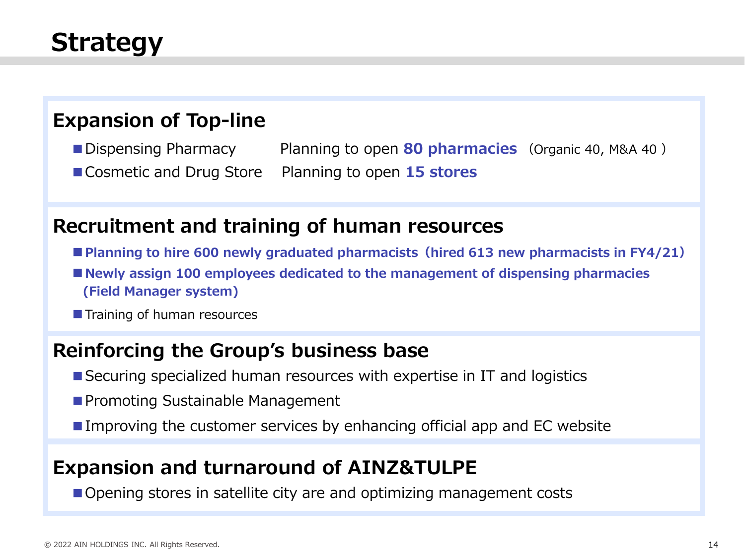# Strategy

## Expansion of Top-line

- Dispensing Pharmacy Planning to open **80 pharmacies** （Organic 40, M&A 40 ）
- Cosmetic and Drug Store Planning to open **15 stores**

## Recruitment and training of human resources

- **Planning to hire 600 newly graduated pharmacists（hired 613 new pharmacists in FY4/21）**
- **Newly assign 100 employees dedicated to the management of dispensing pharmacies (Field Manager system)**
- Training of human resources

## Reinforcing the Group's business base

- Securing specialized human resources with expertise in IT and logistics
- Promoting Sustainable Management
- Improving the customer services by enhancing official app and EC website

## Expansion and turnaround of AINZ&TULPE

- Opening stores in satellite city are and optimizing management costs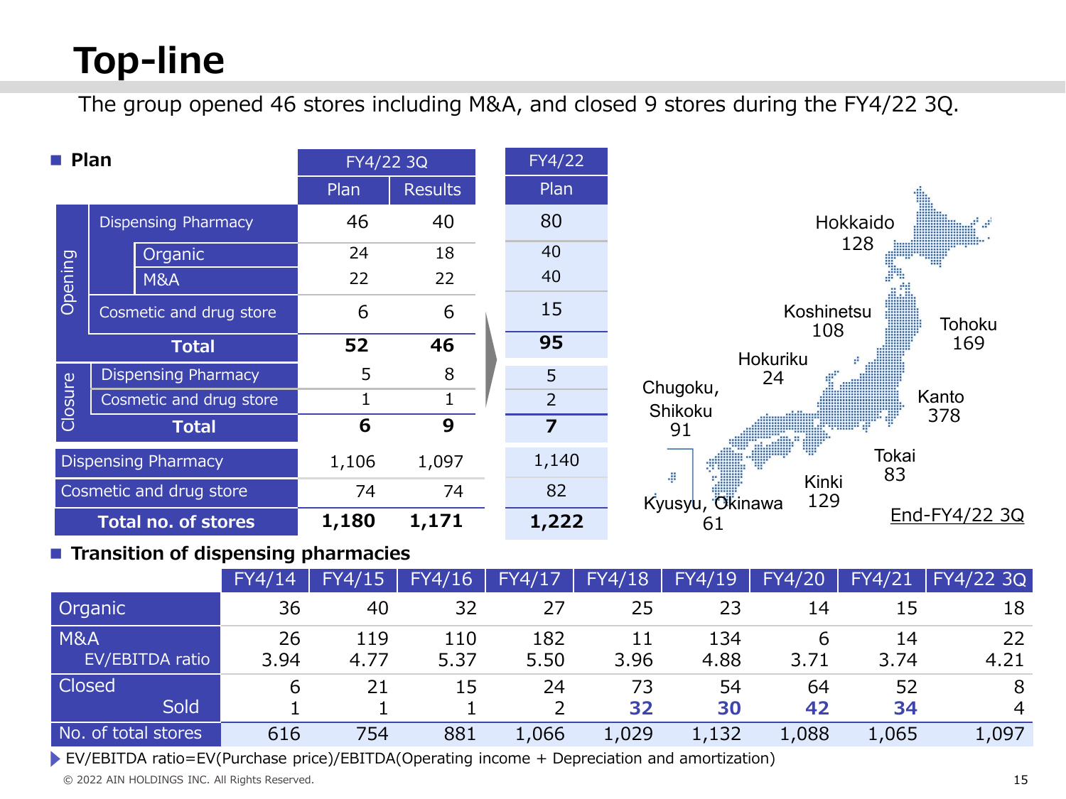# Top-line

The group opened 46 stores including M&A, and closed 9 stores during the FY4/22 3Q.

## ■ Plan

| | | | FY4/22 3Q | | FY4/22 |
|---|---|---|---|---|---|
| | | | Plan | Results | Plan |
| Opening | Dispensing Pharmacy | | 46 | 40 | 80 |
| | | Organic | 24 | 18 | 40 |
| | | M&A | 22 | 22 | 40 |
| | Cosmetic and drug store | | 6 | 6 | 15 |
| | **Total** | | **52** | **46** | **95** |
| Closure | Dispensing Pharmacy | | 5 | 8 | 5 |
| | Cosmetic and drug store | | 1 | 1 | 2 |
| | **Total** | | **6** | **9** | **7** |
| Dispensing Pharmacy | | | 1,106 | 1,097 | 1,140 |
| Cosmetic and drug store | | | 74 | 74 | 82 |
| **Total no. of stores** | | | **1,180** | **1,171** | **1,222** |

End-FY4/22 3Q

| Region | Stores |
|---|---|
| Hokkaido | 128 |
| Tohoku | 169 |
| Koshinetsu | 108 |
| Hokuriku | 24 |
| Kanto | 378 |
| Tokai | 83 |
| Kinki | 129 |
| Chugoku, Shikoku | 91 |
| Kyusyu, Okinawa | 61 |

## ■ Transition of dispensing pharmacies

| | FY4/14 | FY4/15 | FY4/16 | FY4/17 | FY4/18 | FY4/19 | FY4/20 | FY4/21 | FY4/22 3Q |
|---|---|---|---|---|---|---|---|---|---|
| Organic | 36 | 40 | 32 | 27 | 25 | 23 | 14 | 15 | 18 |
| M&A | 26 | 119 | 110 | 182 | 11 | 134 | 6 | 14 | 22 |
| EV/EBITDA ratio | 3.94 | 4.77 | 5.37 | 5.50 | 3.96 | 4.88 | 3.71 | 3.74 | 4.21 |
| Closed | 6 | 21 | 15 | 24 | 73 | 54 | 64 | 52 | 8 |
| Sold | 1 | 1 | 1 | 2 | **32** | **30** | **42** | **34** | 4 |
| No. of total stores | 616 | 754 | 881 | 1,066 | 1,029 | 1,132 | 1,088 | 1,065 | 1,097 |

▶ EV/EBITDA ratio=EV(Purchase price)/EBITDA(Operating income + Depreciation and amortization)

© 2022 AIN HOLDINGS INC. All Rights Reserved.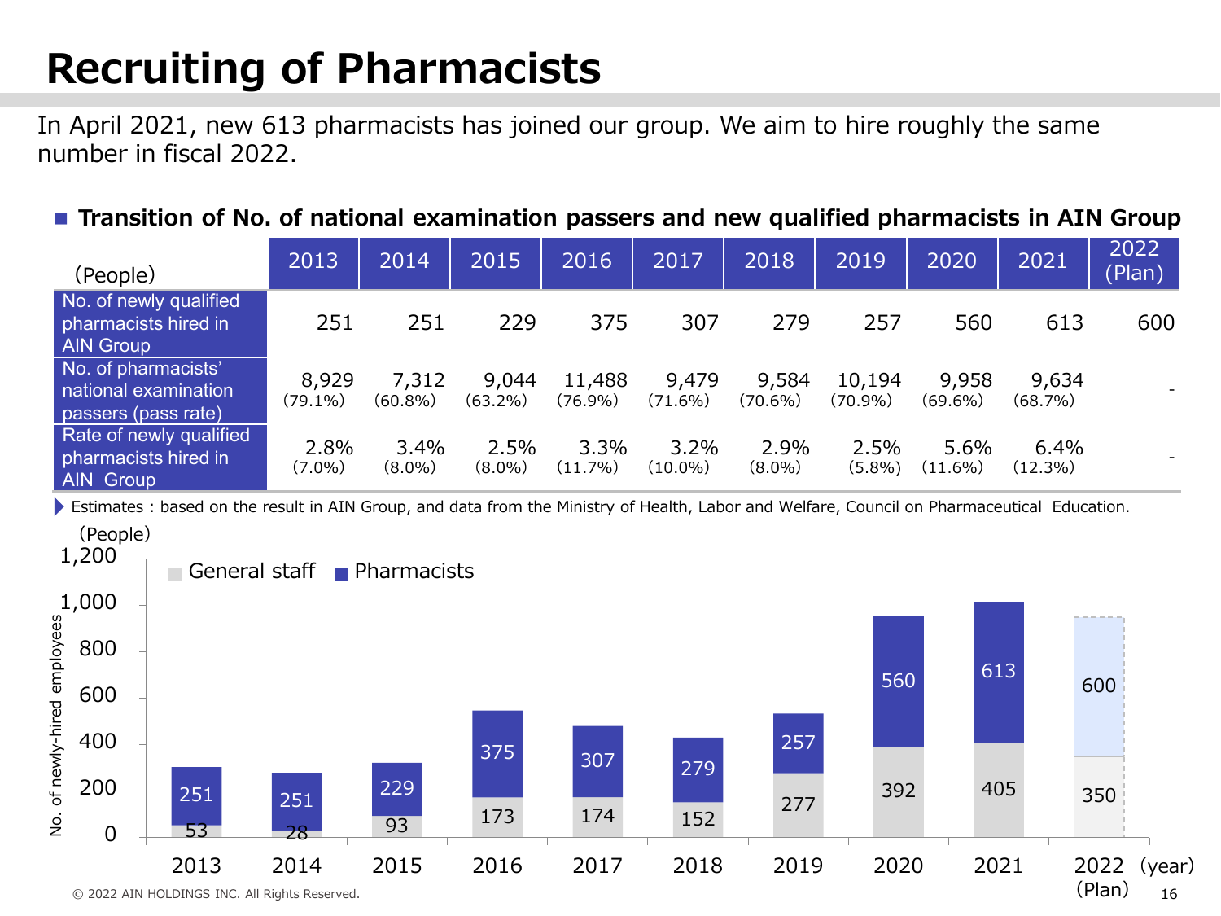# Recruiting of Pharmacists

In April 2021, new 613 pharmacists has joined our group. We aim to hire roughly the same number in fiscal 2022.

**Transition of No. of national examination passers and new qualified pharmacists in AIN Group**

| (People) | 2013 | 2014 | 2015 | 2016 | 2017 | 2018 | 2019 | 2020 | 2021 | 2022 (Plan) |
|---|---|---|---|---|---|---|---|---|---|---|
| No. of newly qualified pharmacists hired in AIN Group | 251 | 251 | 229 | 375 | 307 | 279 | 257 | 560 | 613 | 600 |
| No. of pharmacists' national examination passers (pass rate) | 8,929 (79.1%) | 7,312 (60.8%) | 9,044 (63.2%) | 11,488 (76.9%) | 9,479 (71.6%) | 9,584 (70.6%) | 10,194 (70.9%) | 9,958 (69.6%) | 9,634 (68.7%) | - |
| Rate of newly qualified pharmacists hired in AIN Group | 2.8% (7.0%) | 3.4% (8.0%) | 2.5% (8.0%) | 3.3% (11.7%) | 3.2% (10.0%) | 2.9% (8.0%) | 2.5% (5.8%) | 5.6% (11.6%) | 6.4% (12.3%) | - |

Estimates : based on the result in AIN Group, and data from the Ministry of Health, Labor and Welfare, Council on Pharmaceutical Education.

No. of newly-hired employees (People)

| Year | General staff | Pharmacists |
|---|---|---|
| 2013 | 53 | 251 |
| 2014 | 28 | 251 |
| 2015 | 93 | 229 |
| 2016 | 173 | 375 |
| 2017 | 174 | 307 |
| 2018 | 152 | 279 |
| 2019 | 277 | 257 |
| 2020 | 392 | 560 |
| 2021 | 405 | 613 |
| 2022 (Plan) | 350 | 600 |

© 2022 AIN HOLDINGS INC. All Rights Reserved.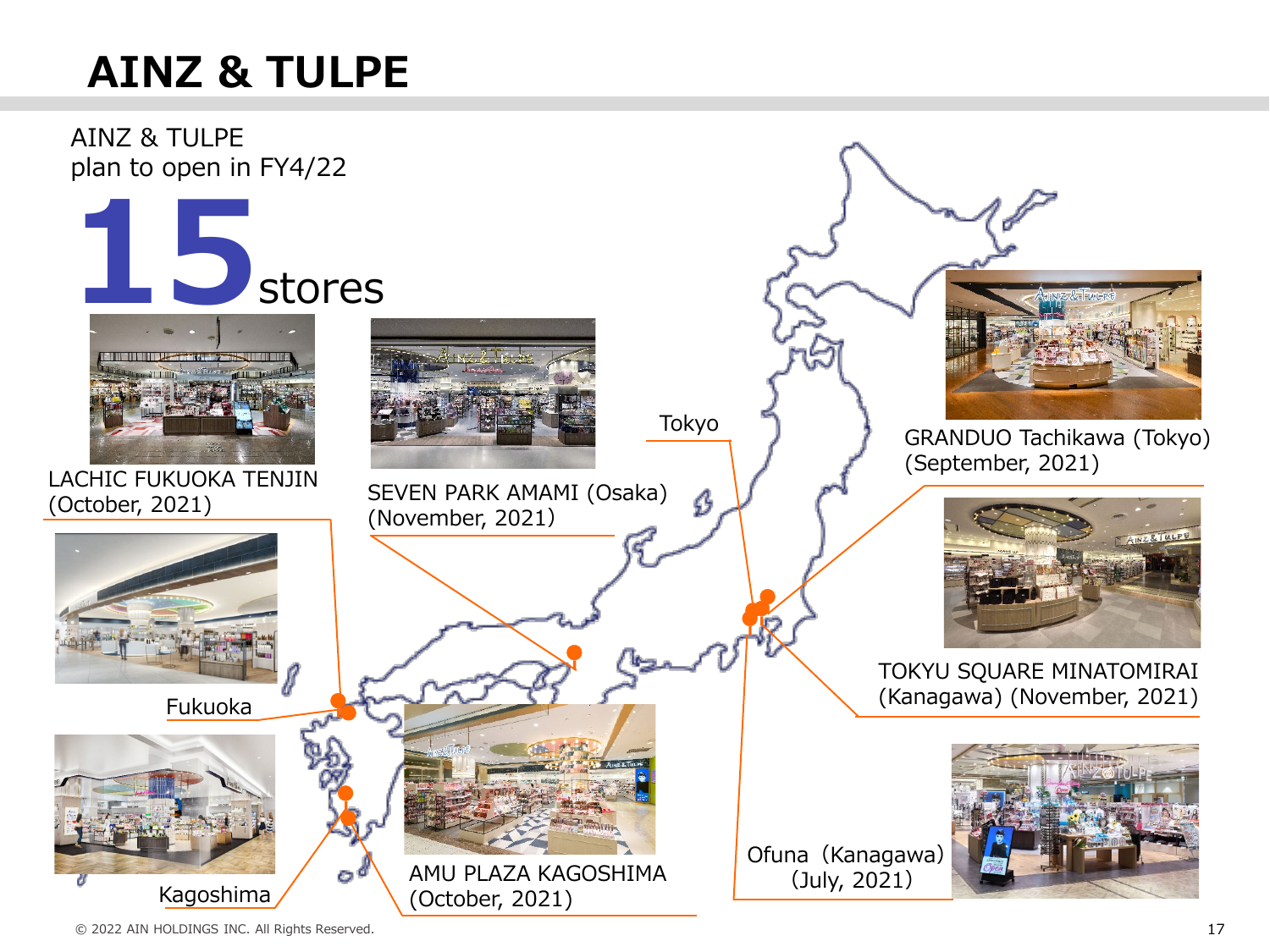# AINZ & TULPE

AINZ & TULPE
plan to open in FY4/22

**15** stores

LACHIC FUKUOKA TENJIN
(October, 2021)

SEVEN PARK AMAMI (Osaka)
(November, 2021)

Tokyo

GRANDUO Tachikawa (Tokyo)
(September, 2021)

Fukuoka

TOKYU SQUARE MINATOMIRAI
(Kanagawa) (November, 2021)

Kagoshima

AMU PLAZA KAGOSHIMA
(October, 2021)

Ofuna（Kanagawa）
(July, 2021)

© 2022 AIN HOLDINGS INC. All Rights Reserved.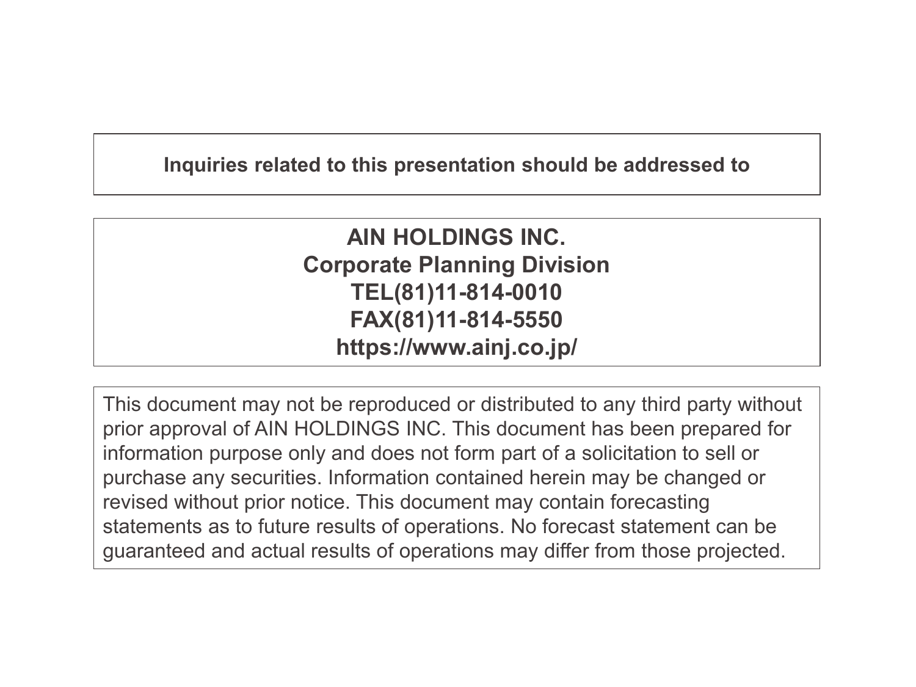**Inquiries related to this presentation should be addressed to**

**AIN HOLDINGS INC.**
**Corporate Planning Division**
**TEL(81)11-814-0010**
**FAX(81)11-814-5550**
**https://www.ainj.co.jp/**

This document may not be reproduced or distributed to any third party without prior approval of AIN HOLDINGS INC. This document has been prepared for information purpose only and does not form part of a solicitation to sell or purchase any securities. Information contained herein may be changed or revised without prior notice. This document may contain forecasting statements as to future results of operations. No forecast statement can be guaranteed and actual results of operations may differ from those projected.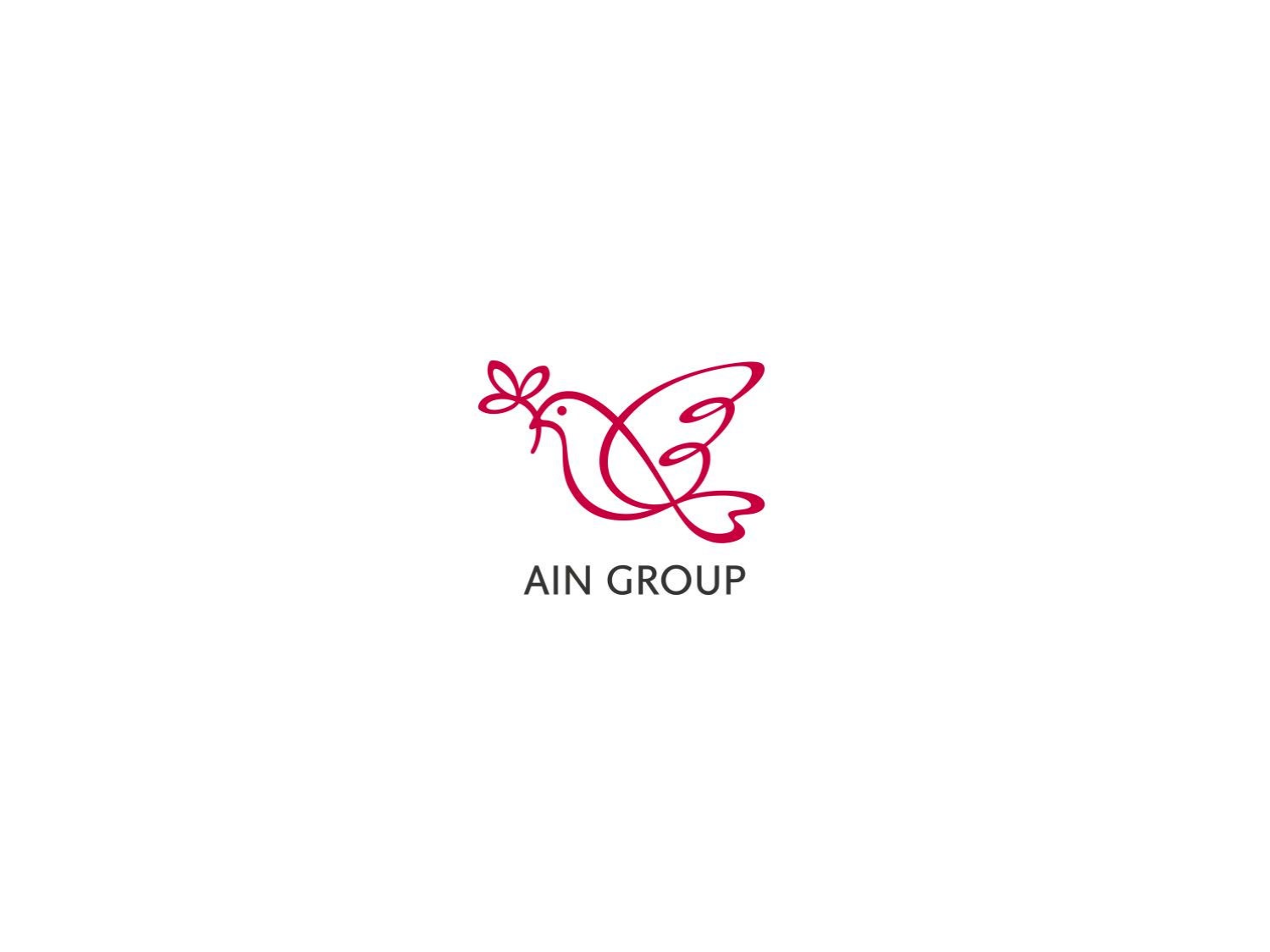AIN GROUP